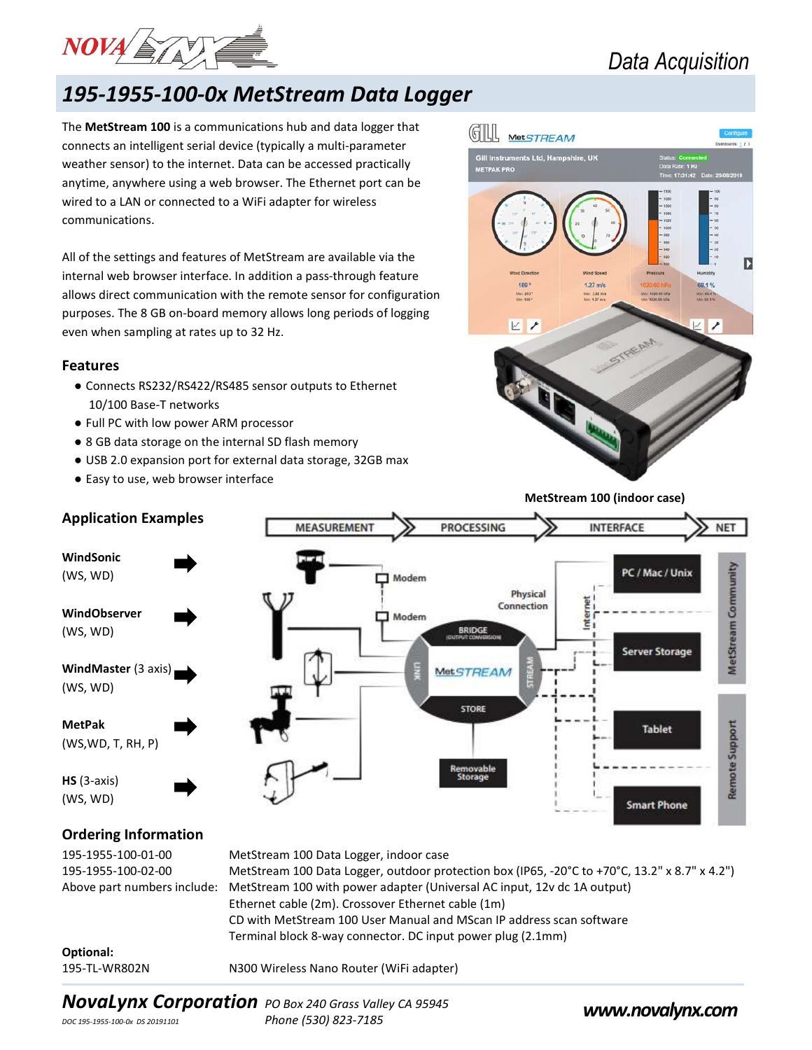Data Acquisition

# 195-1955-100-0x MetStream Data Logger

The **MetStream 100** is a communications hub and data logger that connects an intelligent serial device (typically a multi-parameter weather sensor) to the internet. Data can be accessed practically anytime, anywhere using a web browser. The Ethernet port can be wired to a LAN or connected to a WiFi adapter for wireless communications.

All of the settings and features of MetStream are available via the internal web browser interface. In addition a pass-through feature allows direct communication with the remote sensor for configuration purposes. The 8 GB on-board memory allows long periods of logging even when sampling at rates up to 32 Hz.

## Features

- Connects RS232/RS422/RS485 sensor outputs to Ethernet 10/100 Base-T networks
- Full PC with low power ARM processor
- 8 GB data storage on the internal SD flash memory
- USB 2.0 expansion port for external data storage, 32GB max
- Easy to use, web browser interface

**MetStream 100 (indoor case)**

## Application Examples

**WindSonic** (WS, WD)

**WindObserver** (WS, WD)

**WindMaster** (3 axis) (WS, WD)

**MetPak** (WS,WD, T, RH, P)

**HS** (3-axis) (WS, WD)

## Ordering Information

| | |
|---|---|
| 195-1955-100-01-00 | MetStream 100 Data Logger, indoor case |
| 195-1955-100-02-00 | MetStream 100 Data Logger, outdoor protection box (IP65, -20°C to +70°C, 13.2" x 8.7" x 4.2") |
| Above part numbers include: | MetStream 100 with power adapter (Universal AC input, 12v dc 1A output)<br>Ethernet cable (2m). Crossover Ethernet cable (1m)<br>CD with MetStream 100 User Manual and MScan IP address scan software<br>Terminal block 8-way connector. DC input power plug (2.1mm) |

**Optional:**

| | |
|---|---|
| 195-TL-WR802N | N300 Wireless Nano Router (WiFi adapter) |

***NovaLynx Corporation*** *PO Box 240 Grass Valley CA 95945*
*Phone (530) 823-7185*
***www.novalynx.com***

*DOC 195-1955-100-0x DS 20191101*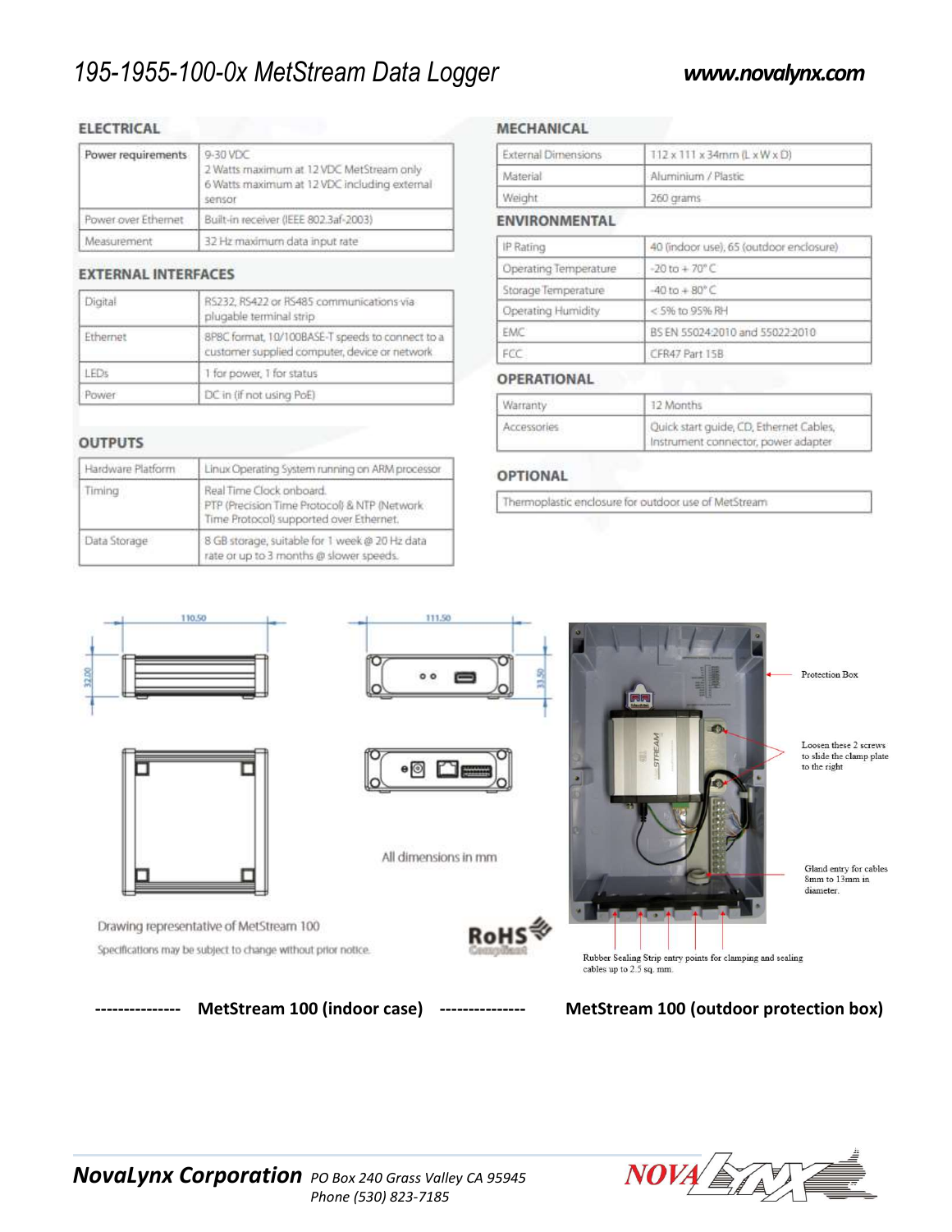# 195-1955-100-0x MetStream Data Logger

www.novalynx.com

## ELECTRICAL

| | |
|---|---|
| **Power requirements** | 9-30 VDC<br>2 Watts maximum at 12 VDC MetStream only<br>6 Watts maximum at 12 VDC including external sensor |
| Power over Ethernet | Built-in receiver (IEEE 802.3af-2003) |
| Measurement | 32 Hz maximum data input rate |

## EXTERNAL INTERFACES

| | |
|---|---|
| Digital | RS232, RS422 or RS485 communications via plugable terminal strip |
| Ethernet | 8P8C format, 10/100BASE-T speeds to connect to a customer supplied computer, device or network |
| LEDs | 1 for power, 1 for status |
| Power | DC in (if not using PoE) |

## OUTPUTS

| | |
|---|---|
| Hardware Platform | Linux Operating System running on ARM processor |
| Timing | Real Time Clock onboard.<br>PTP (Precision Time Protocol) & NTP (Network Time Protocol) supported over Ethernet. |
| Data Storage | 8 GB storage, suitable for 1 week @ 20 Hz data rate or up to 3 months @ slower speeds. |

## MECHANICAL

| | |
|---|---|
| External Dimensions | 112 x 111 x 34mm (L x W x D) |
| Material | Aluminium / Plastic |
| Weight | 260 grams |

## ENVIRONMENTAL

| | |
|---|---|
| IP Rating | 40 (indoor use), 65 (outdoor enclosure) |
| Operating Temperature | -20 to + 70° C |
| Storage Temperature | -40 to + 80° C |
| Operating Humidity | < 5% to 95% RH |
| EMC | BS EN 55024:2010 and 55022:2010 |
| FCC | CFR47 Part 15B |

## OPERATIONAL

| | |
|---|---|
| Warranty | 12 Months |
| Accessories | Quick start guide, CD, Ethernet Cables, Instrument connector, power adapter |

## OPTIONAL

| |
|---|
| Thermoplastic enclosure for outdoor use of MetStream |

110.50

32.00

111.50

33.50

All dimensions in mm

Drawing representative of MetStream 100

Specifications may be subject to change without prior notice.

RoHS Compliant

Protection Box

Loosen these 2 screws to slide the clamp plate to the right

Gland entry for cables 8mm to 13mm in diameter.

Rubber Sealing Strip entry points for clamping and sealing cables up to 2.5 sq. mm.

--------------- **MetStream 100 (indoor case)** --------------- **MetStream 100 (outdoor protection box)**

***NovaLynx Corporation*** *PO Box 240 Grass Valley CA 95945*
*Phone (530) 823-7185*